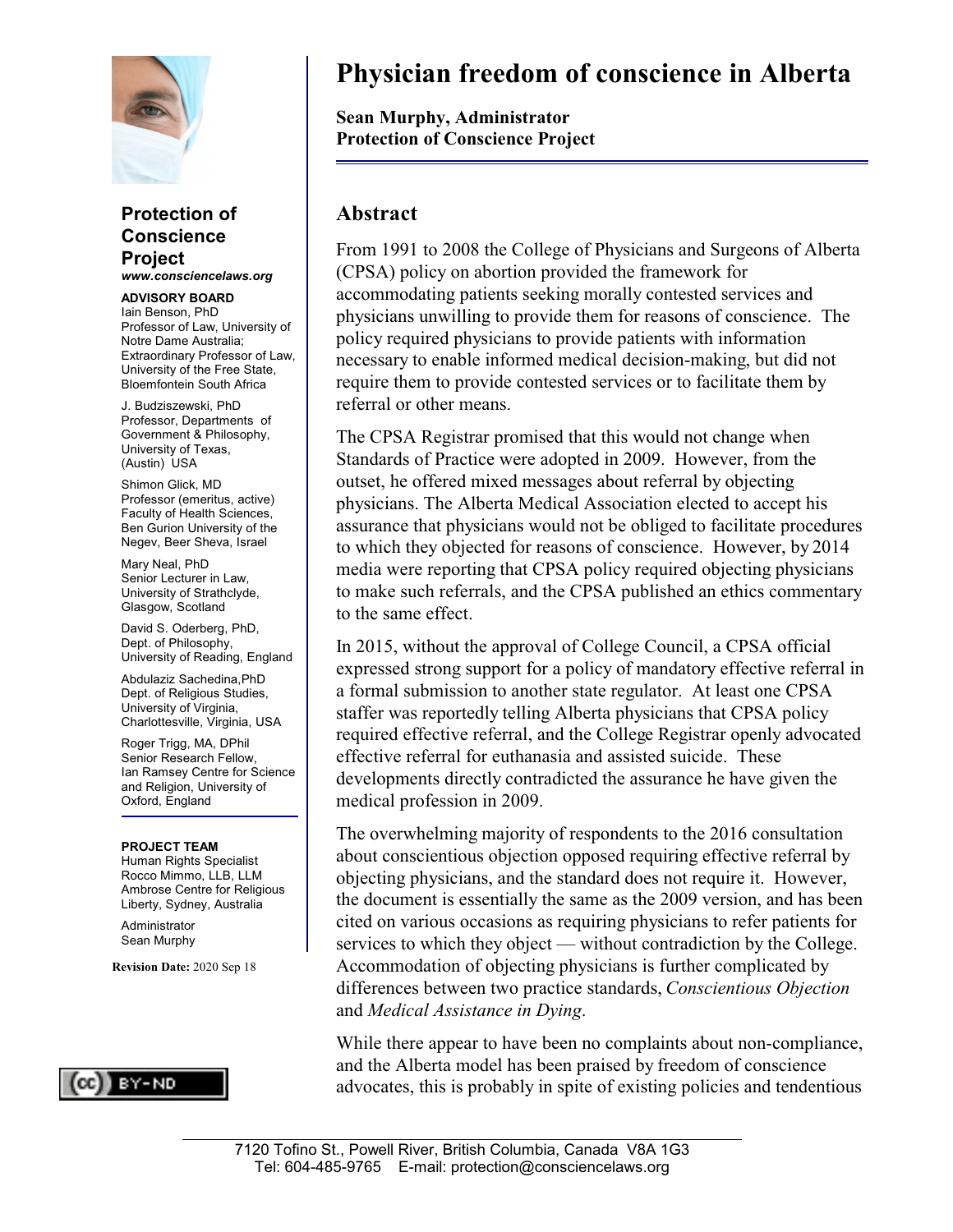# Physician freedom of conscience in Alberta

**Sean Murphy, Administrator**
**Protection of Conscience Project**

**Protection of Conscience Project**
***www.consciencelaws.org***

**ADVISORY BOARD**

Iain Benson, PhD
Professor of Law, University of Notre Dame Australia; Extraordinary Professor of Law, University of the Free State, Bloemfontein South Africa

J. Budziszewski, PhD
Professor, Departments of Government & Philosophy, University of Texas, (Austin) USA

Shimon Glick, MD
Professor (emeritus, active) Faculty of Health Sciences, Ben Gurion University of the Negev, Beer Sheva, Israel

Mary Neal, PhD
Senior Lecturer in Law, University of Strathclyde, Glasgow, Scotland

David S. Oderberg, PhD, Dept. of Philosophy, University of Reading, England

Abdulaziz Sachedina,PhD
Dept. of Religious Studies, University of Virginia, Charlottesville, Virginia, USA

Roger Trigg, MA, DPhil
Senior Research Fellow, Ian Ramsey Centre for Science and Religion, University of Oxford, England

**PROJECT TEAM**

Human Rights Specialist
Rocco Mimmo, LLB, LLM
Ambrose Centre for Religious Liberty, Sydney, Australia

Administrator
Sean Murphy

**Revision Date:** 2020 Sep 18

## Abstract

From 1991 to 2008 the College of Physicians and Surgeons of Alberta (CPSA) policy on abortion provided the framework for accommodating patients seeking morally contested services and physicians unwilling to provide them for reasons of conscience. The policy required physicians to provide patients with information necessary to enable informed medical decision-making, but did not require them to provide contested services or to facilitate them by referral or other means.

The CPSA Registrar promised that this would not change when Standards of Practice were adopted in 2009. However, from the outset, he offered mixed messages about referral by objecting physicians. The Alberta Medical Association elected to accept his assurance that physicians would not be obliged to facilitate procedures to which they objected for reasons of conscience. However, by 2014 media were reporting that CPSA policy required objecting physicians to make such referrals, and the CPSA published an ethics commentary to the same effect.

In 2015, without the approval of College Council, a CPSA official expressed strong support for a policy of mandatory effective referral in a formal submission to another state regulator. At least one CPSA staffer was reportedly telling Alberta physicians that CPSA policy required effective referral, and the College Registrar openly advocated effective referral for euthanasia and assisted suicide. These developments directly contradicted the assurance he have given the medical profession in 2009.

The overwhelming majority of respondents to the 2016 consultation about conscientious objection opposed requiring effective referral by objecting physicians, and the standard does not require it. However, the document is essentially the same as the 2009 version, and has been cited on various occasions as requiring physicians to refer patients for services to which they object — without contradiction by the College. Accommodation of objecting physicians is further complicated by differences between two practice standards, *Conscientious Objection* and *Medical Assistance in Dying*.

While there appear to have been no complaints about non-compliance, and the Alberta model has been praised by freedom of conscience advocates, this is probably in spite of existing policies and tendentious

7120 Tofino St., Powell River, British Columbia, Canada V8A 1G3
Tel: 604-485-9765 E-mail: protection@consciencelaws.org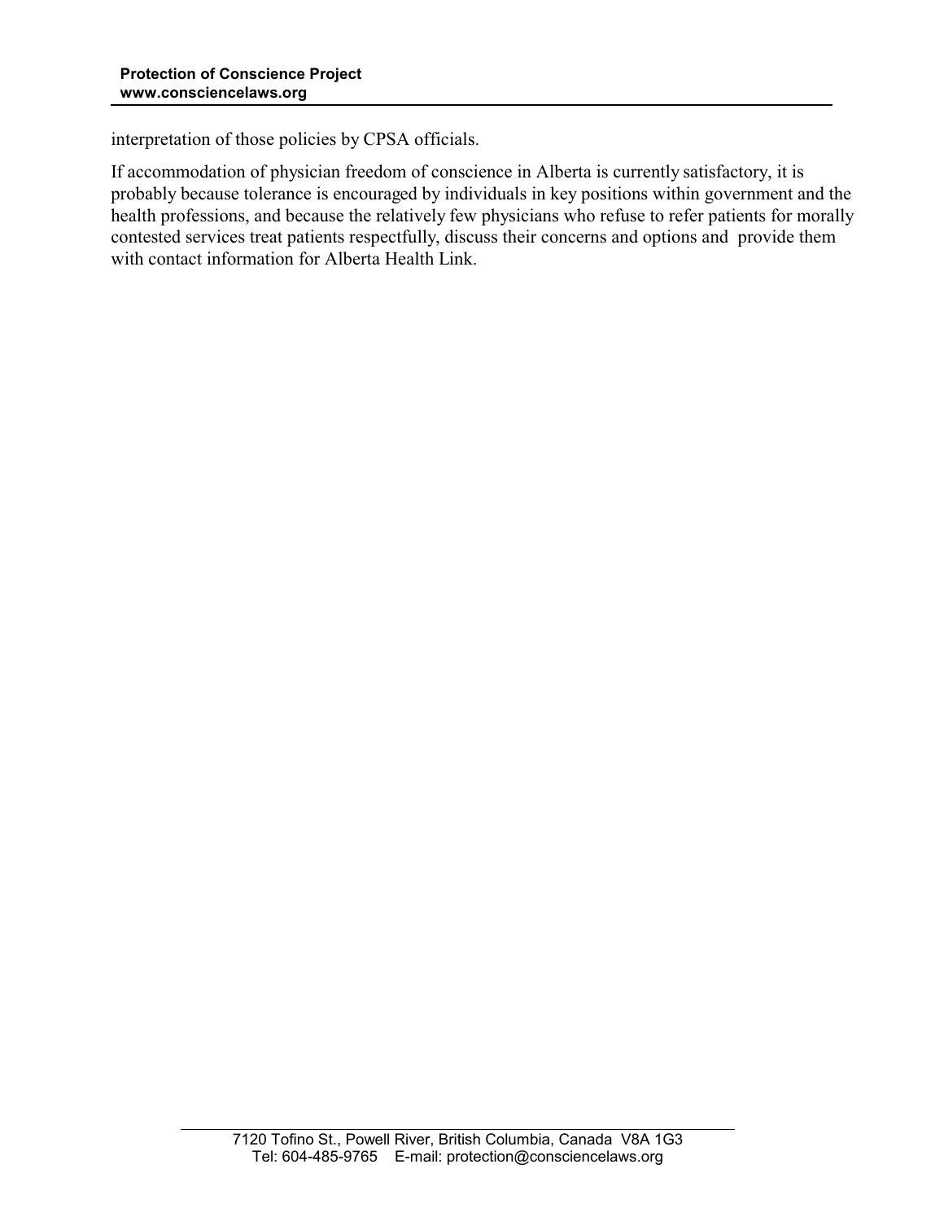interpretation of those policies by CPSA officials.

If accommodation of physician freedom of conscience in Alberta is currently satisfactory, it is probably because tolerance is encouraged by individuals in key positions within government and the health professions, and because the relatively few physicians who refuse to refer patients for morally contested services treat patients respectfully, discuss their concerns and options and provide them with contact information for Alberta Health Link.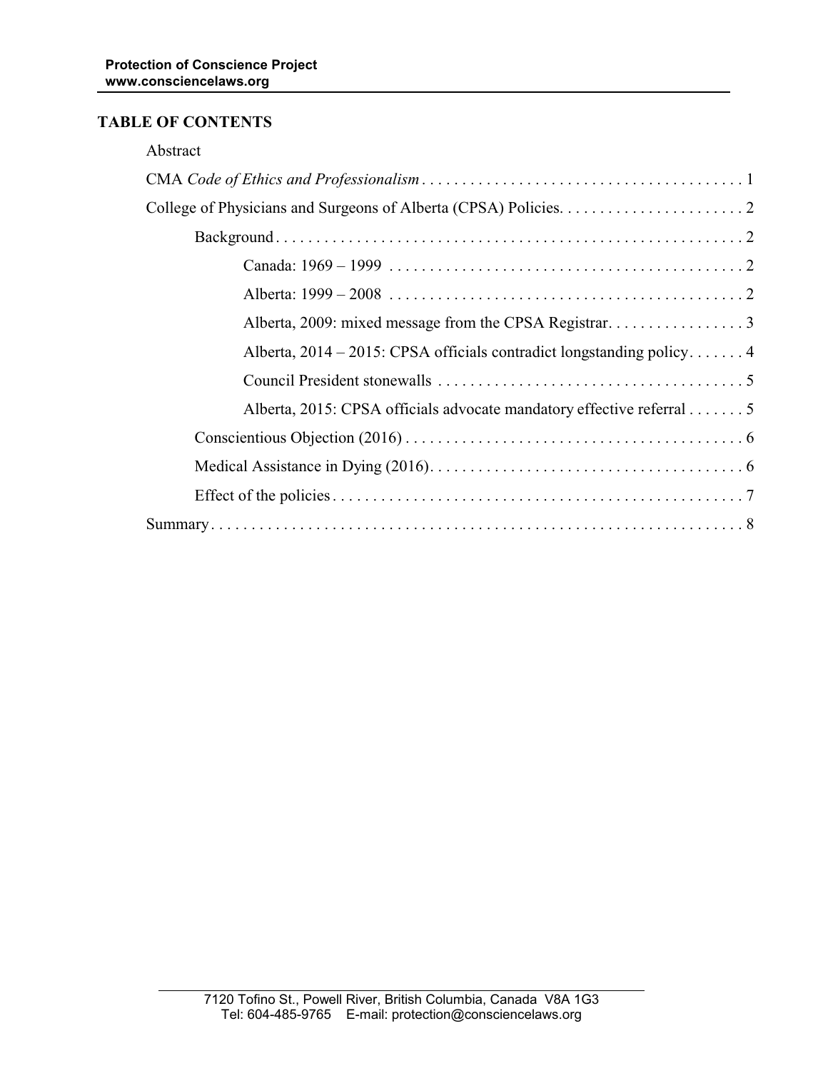## TABLE OF CONTENTS

Abstract

- CMA *Code of Ethics and Professionalism* . . . . . . . . . . . . . . . . . . . . . . . . . . . . . . . . . . . . . . . . 1
- College of Physicians and Surgeons of Alberta (CPSA) Policies. . . . . . . . . . . . . . . . . . . . . . . 2
  - Background . . . . . . . . . . . . . . . . . . . . . . . . . . . . . . . . . . . . . . . . . . . . . . . . . . . . . . . . . 2
    - Canada: 1969 – 1999 . . . . . . . . . . . . . . . . . . . . . . . . . . . . . . . . . . . . . . . . . . . . 2
    - Alberta: 1999 – 2008 . . . . . . . . . . . . . . . . . . . . . . . . . . . . . . . . . . . . . . . . . . . 2
    - Alberta, 2009: mixed message from the CPSA Registrar. . . . . . . . . . . . . . . . . 3
    - Alberta, 2014 – 2015: CPSA officials contradict longstanding policy. . . . . . . 4
    - Council President stonewalls . . . . . . . . . . . . . . . . . . . . . . . . . . . . . . . . . . . . . . 5
    - Alberta, 2015: CPSA officials advocate mandatory effective referral . . . . . . . 5
  - Conscientious Objection (2016) . . . . . . . . . . . . . . . . . . . . . . . . . . . . . . . . . . . . . . . . . 6
  - Medical Assistance in Dying (2016). . . . . . . . . . . . . . . . . . . . . . . . . . . . . . . . . . . . . . . 6
  - Effect of the policies . . . . . . . . . . . . . . . . . . . . . . . . . . . . . . . . . . . . . . . . . . . . . . . . . . 7
- Summary . . . . . . . . . . . . . . . . . . . . . . . . . . . . . . . . . . . . . . . . . . . . . . . . . . . . . . . . . . . . . . . 8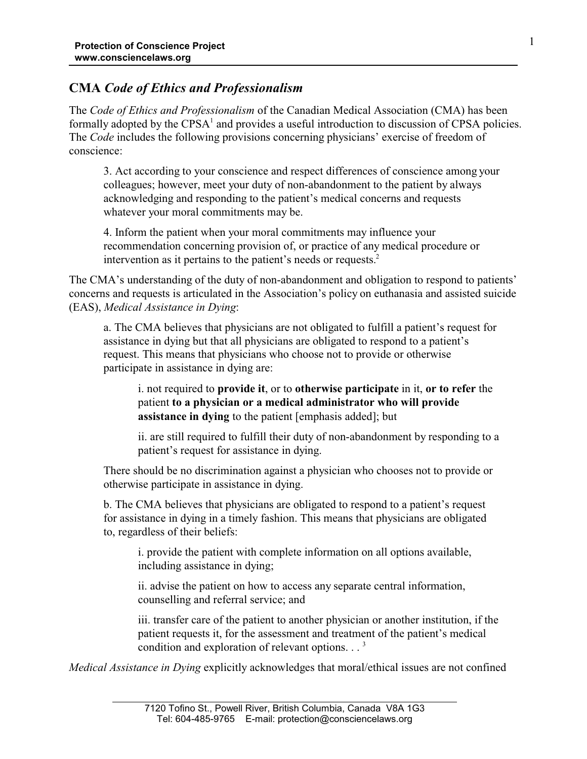## CMA *Code of Ethics and Professionalism*

The *Code of Ethics and Professionalism* of the Canadian Medical Association (CMA) has been formally adopted by the CPSA[1] and provides a useful introduction to discussion of CPSA policies. The *Code* includes the following provisions concerning physicians' exercise of freedom of conscience:

> 3. Act according to your conscience and respect differences of conscience among your colleagues; however, meet your duty of non-abandonment to the patient by always acknowledging and responding to the patient's medical concerns and requests whatever your moral commitments may be.
>
> 4. Inform the patient when your moral commitments may influence your recommendation concerning provision of, or practice of any medical procedure or intervention as it pertains to the patient's needs or requests.[2]

The CMA's understanding of the duty of non-abandonment and obligation to respond to patients' concerns and requests is articulated in the Association's policy on euthanasia and assisted suicide (EAS), *Medical Assistance in Dying*:

> a. The CMA believes that physicians are not obligated to fulfill a patient's request for assistance in dying but that all physicians are obligated to respond to a patient's request. This means that physicians who choose not to provide or otherwise participate in assistance in dying are:
>
>> i. not required to **provide it**, or to **otherwise participate** in it, **or to refer** the patient **to a physician or a medical administrator who will provide assistance in dying** to the patient [emphasis added]; but
>>
>> ii. are still required to fulfill their duty of non-abandonment by responding to a patient's request for assistance in dying.
>
> There should be no discrimination against a physician who chooses not to provide or otherwise participate in assistance in dying.
>
> b. The CMA believes that physicians are obligated to respond to a patient's request for assistance in dying in a timely fashion. This means that physicians are obligated to, regardless of their beliefs:
>
>> i. provide the patient with complete information on all options available, including assistance in dying;
>>
>> ii. advise the patient on how to access any separate central information, counselling and referral service; and
>>
>> iii. transfer care of the patient to another physician or another institution, if the patient requests it, for the assessment and treatment of the patient's medical condition and exploration of relevant options. . .[3]

*Medical Assistance in Dying* explicitly acknowledges that moral/ethical issues are not confined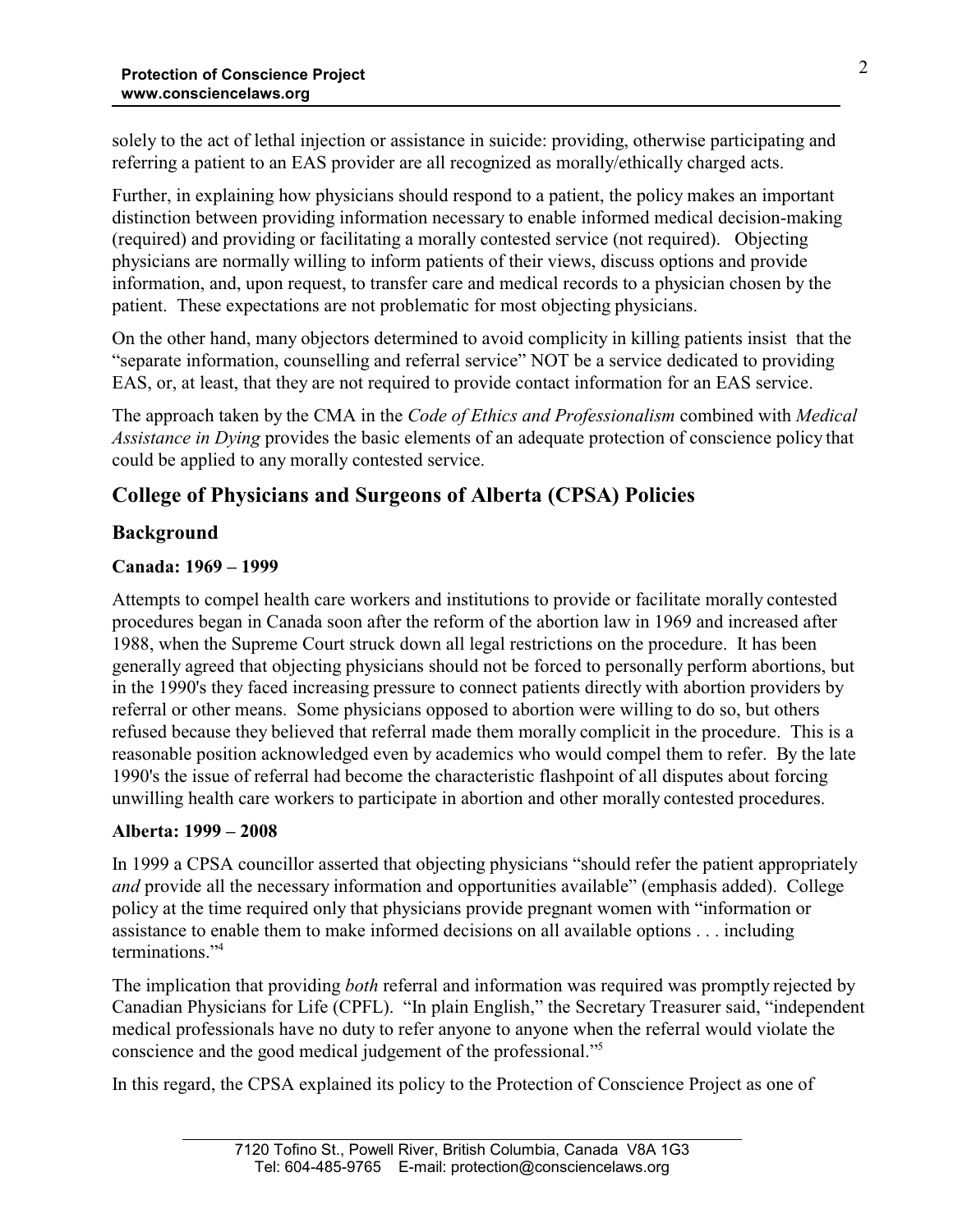solely to the act of lethal injection or assistance in suicide: providing, otherwise participating and referring a patient to an EAS provider are all recognized as morally/ethically charged acts.

Further, in explaining how physicians should respond to a patient, the policy makes an important distinction between providing information necessary to enable informed medical decision-making (required) and providing or facilitating a morally contested service (not required). Objecting physicians are normally willing to inform patients of their views, discuss options and provide information, and, upon request, to transfer care and medical records to a physician chosen by the patient. These expectations are not problematic for most objecting physicians.

On the other hand, many objectors determined to avoid complicity in killing patients insist that the "separate information, counselling and referral service" NOT be a service dedicated to providing EAS, or, at least, that they are not required to provide contact information for an EAS service.

The approach taken by the CMA in the *Code of Ethics and Professionalism* combined with *Medical Assistance in Dying* provides the basic elements of an adequate protection of conscience policy that could be applied to any morally contested service.

## College of Physicians and Surgeons of Alberta (CPSA) Policies

### Background

#### Canada: 1969 – 1999

Attempts to compel health care workers and institutions to provide or facilitate morally contested procedures began in Canada soon after the reform of the abortion law in 1969 and increased after 1988, when the Supreme Court struck down all legal restrictions on the procedure. It has been generally agreed that objecting physicians should not be forced to personally perform abortions, but in the 1990's they faced increasing pressure to connect patients directly with abortion providers by referral or other means. Some physicians opposed to abortion were willing to do so, but others refused because they believed that referral made them morally complicit in the procedure. This is a reasonable position acknowledged even by academics who would compel them to refer. By the late 1990's the issue of referral had become the characteristic flashpoint of all disputes about forcing unwilling health care workers to participate in abortion and other morally contested procedures.

#### Alberta: 1999 – 2008

In 1999 a CPSA councillor asserted that objecting physicians "should refer the patient appropriately *and* provide all the necessary information and opportunities available" (emphasis added). College policy at the time required only that physicians provide pregnant women with "information or assistance to enable them to make informed decisions on all available options . . . including terminations."[4]

The implication that providing *both* referral and information was required was promptly rejected by Canadian Physicians for Life (CPFL). "In plain English," the Secretary Treasurer said, "independent medical professionals have no duty to refer anyone to anyone when the referral would violate the conscience and the good medical judgement of the professional."[5]

In this regard, the CPSA explained its policy to the Protection of Conscience Project as one of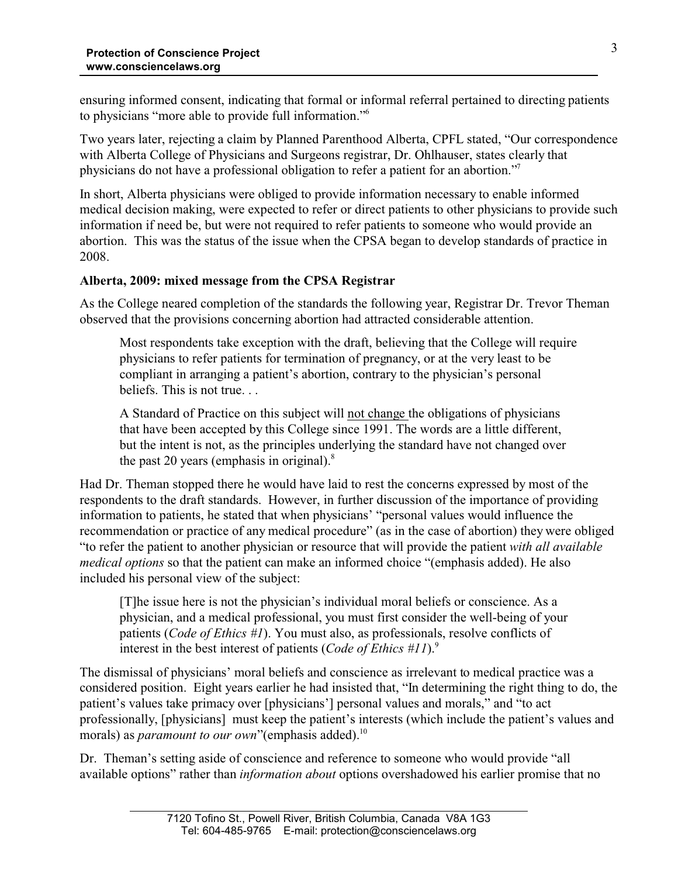ensuring informed consent, indicating that formal or informal referral pertained to directing patients to physicians "more able to provide full information."[6]

Two years later, rejecting a claim by Planned Parenthood Alberta, CPFL stated, "Our correspondence with Alberta College of Physicians and Surgeons registrar, Dr. Ohlhauser, states clearly that physicians do not have a professional obligation to refer a patient for an abortion."[7]

In short, Alberta physicians were obliged to provide information necessary to enable informed medical decision making, were expected to refer or direct patients to other physicians to provide such information if need be, but were not required to refer patients to someone who would provide an abortion. This was the status of the issue when the CPSA began to develop standards of practice in 2008.

### Alberta, 2009: mixed message from the CPSA Registrar

As the College neared completion of the standards the following year, Registrar Dr. Trevor Theman observed that the provisions concerning abortion had attracted considerable attention.

> Most respondents take exception with the draft, believing that the College will require physicians to refer patients for termination of pregnancy, or at the very least to be compliant in arranging a patient's abortion, contrary to the physician's personal beliefs. This is not true. . .
>
> A Standard of Practice on this subject will <u>not change</u> the obligations of physicians that have been accepted by this College since 1991. The words are a little different, but the intent is not, as the principles underlying the standard have not changed over the past 20 years (emphasis in original).[8]

Had Dr. Theman stopped there he would have laid to rest the concerns expressed by most of the respondents to the draft standards. However, in further discussion of the importance of providing information to patients, he stated that when physicians' "personal values would influence the recommendation or practice of any medical procedure" (as in the case of abortion) they were obliged "to refer the patient to another physician or resource that will provide the patient *with all available medical options* so that the patient can make an informed choice "(emphasis added). He also included his personal view of the subject:

> [T]he issue here is not the physician's individual moral beliefs or conscience. As a physician, and a medical professional, you must first consider the well-being of your patients (*Code of Ethics #1*). You must also, as professionals, resolve conflicts of interest in the best interest of patients (*Code of Ethics #11*).[9]

The dismissal of physicians' moral beliefs and conscience as irrelevant to medical practice was a considered position. Eight years earlier he had insisted that, "In determining the right thing to do, the patient's values take primacy over [physicians'] personal values and morals," and "to act professionally, [physicians] must keep the patient's interests (which include the patient's values and morals) as *paramount to our own*"(emphasis added).[10]

Dr. Theman's setting aside of conscience and reference to someone who would provide "all available options" rather than *information about* options overshadowed his earlier promise that no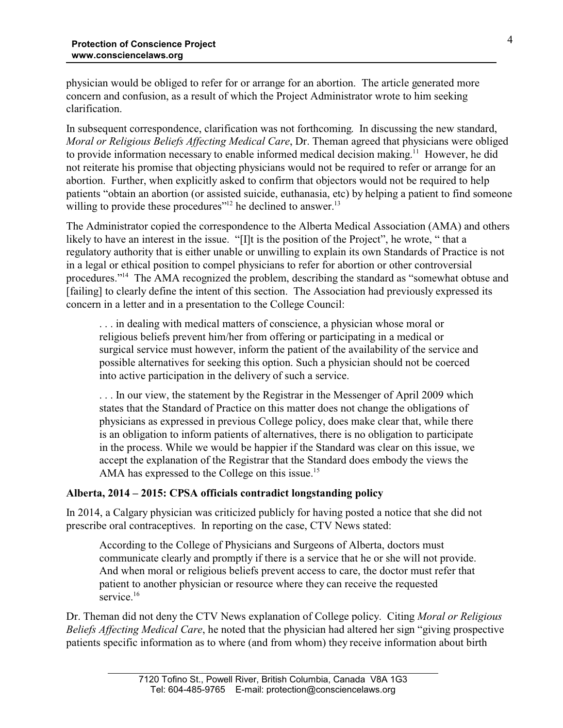physician would be obliged to refer for or arrange for an abortion. The article generated more concern and confusion, as a result of which the Project Administrator wrote to him seeking clarification.

In subsequent correspondence, clarification was not forthcoming. In discussing the new standard, *Moral or Religious Beliefs Affecting Medical Care*, Dr. Theman agreed that physicians were obliged to provide information necessary to enable informed medical decision making.[11] However, he did not reiterate his promise that objecting physicians would not be required to refer or arrange for an abortion. Further, when explicitly asked to confirm that objectors would not be required to help patients "obtain an abortion (or assisted suicide, euthanasia, etc) by helping a patient to find someone willing to provide these procedures"[12] he declined to answer.[13]

The Administrator copied the correspondence to the Alberta Medical Association (AMA) and others likely to have an interest in the issue. "[I]t is the position of the Project", he wrote, " that a regulatory authority that is either unable or unwilling to explain its own Standards of Practice is not in a legal or ethical position to compel physicians to refer for abortion or other controversial procedures."[14] The AMA recognized the problem, describing the standard as "somewhat obtuse and [failing] to clearly define the intent of this section. The Association had previously expressed its concern in a letter and in a presentation to the College Council:

> . . . in dealing with medical matters of conscience, a physician whose moral or religious beliefs prevent him/her from offering or participating in a medical or surgical service must however, inform the patient of the availability of the service and possible alternatives for seeking this option. Such a physician should not be coerced into active participation in the delivery of such a service.
>
> . . . In our view, the statement by the Registrar in the Messenger of April 2009 which states that the Standard of Practice on this matter does not change the obligations of physicians as expressed in previous College policy, does make clear that, while there is an obligation to inform patients of alternatives, there is no obligation to participate in the process. While we would be happier if the Standard was clear on this issue, we accept the explanation of the Registrar that the Standard does embody the views the AMA has expressed to the College on this issue.[15]

### Alberta, 2014 – 2015: CPSA officials contradict longstanding policy

In 2014, a Calgary physician was criticized publicly for having posted a notice that she did not prescribe oral contraceptives. In reporting on the case, CTV News stated:

> According to the College of Physicians and Surgeons of Alberta, doctors must communicate clearly and promptly if there is a service that he or she will not provide. And when moral or religious beliefs prevent access to care, the doctor must refer that patient to another physician or resource where they can receive the requested service.[16]

Dr. Theman did not deny the CTV News explanation of College policy. Citing *Moral or Religious Beliefs Affecting Medical Care*, he noted that the physician had altered her sign "giving prospective patients specific information as to where (and from whom) they receive information about birth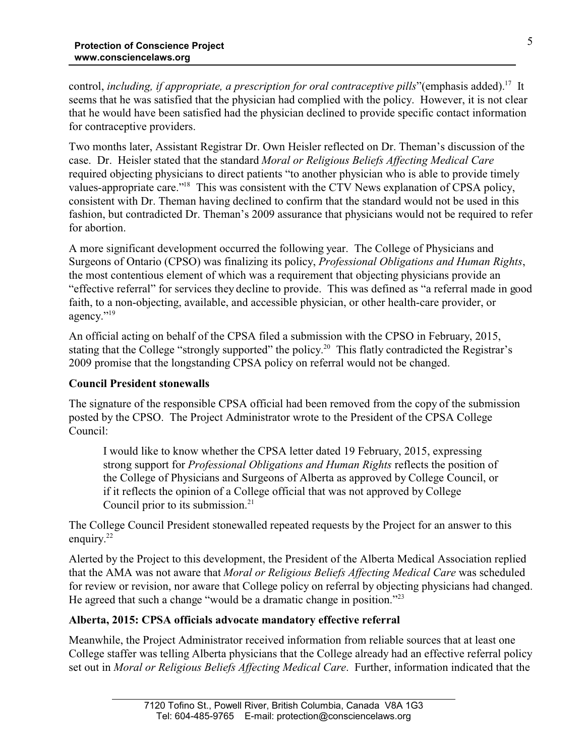control, *including, if appropriate, a prescription for oral contraceptive pills*"(emphasis added).[17] It seems that he was satisfied that the physician had complied with the policy. However, it is not clear that he would have been satisfied had the physician declined to provide specific contact information for contraceptive providers.

Two months later, Assistant Registrar Dr. Own Heisler reflected on Dr. Theman's discussion of the case. Dr. Heisler stated that the standard *Moral or Religious Beliefs Affecting Medical Care* required objecting physicians to direct patients "to another physician who is able to provide timely values-appropriate care."[18] This was consistent with the CTV News explanation of CPSA policy, consistent with Dr. Theman having declined to confirm that the standard would not be used in this fashion, but contradicted Dr. Theman's 2009 assurance that physicians would not be required to refer for abortion.

A more significant development occurred the following year. The College of Physicians and Surgeons of Ontario (CPSO) was finalizing its policy, *Professional Obligations and Human Rights*, the most contentious element of which was a requirement that objecting physicians provide an "effective referral" for services they decline to provide. This was defined as "a referral made in good faith, to a non-objecting, available, and accessible physician, or other health-care provider, or agency."[19]

An official acting on behalf of the CPSA filed a submission with the CPSO in February, 2015, stating that the College "strongly supported" the policy.[20] This flatly contradicted the Registrar's 2009 promise that the longstanding CPSA policy on referral would not be changed.

**Council President stonewalls**

The signature of the responsible CPSA official had been removed from the copy of the submission posted by the CPSO. The Project Administrator wrote to the President of the CPSA College Council:

> I would like to know whether the CPSA letter dated 19 February, 2015, expressing strong support for *Professional Obligations and Human Rights* reflects the position of the College of Physicians and Surgeons of Alberta as approved by College Council, or if it reflects the opinion of a College official that was not approved by College Council prior to its submission.[21]

The College Council President stonewalled repeated requests by the Project for an answer to this enquiry.[22]

Alerted by the Project to this development, the President of the Alberta Medical Association replied that the AMA was not aware that *Moral or Religious Beliefs Affecting Medical Care* was scheduled for review or revision, nor aware that College policy on referral by objecting physicians had changed. He agreed that such a change "would be a dramatic change in position."[23]

**Alberta, 2015: CPSA officials advocate mandatory effective referral**

Meanwhile, the Project Administrator received information from reliable sources that at least one College staffer was telling Alberta physicians that the College already had an effective referral policy set out in *Moral or Religious Beliefs Affecting Medical Care*. Further, information indicated that the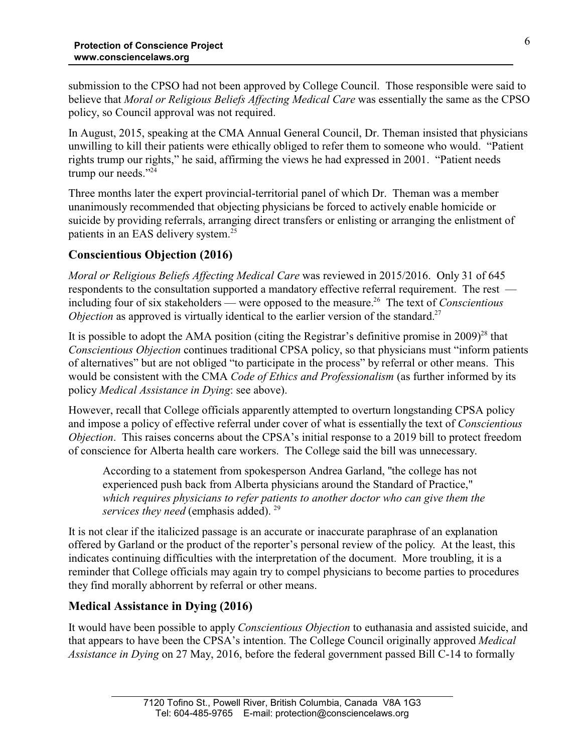submission to the CPSO had not been approved by College Council. Those responsible were said to believe that *Moral or Religious Beliefs Affecting Medical Care* was essentially the same as the CPSO policy, so Council approval was not required.

In August, 2015, speaking at the CMA Annual General Council, Dr. Theman insisted that physicians unwilling to kill their patients were ethically obliged to refer them to someone who would. "Patient rights trump our rights," he said, affirming the views he had expressed in 2001. "Patient needs trump our needs."[24]

Three months later the expert provincial-territorial panel of which Dr. Theman was a member unanimously recommended that objecting physicians be forced to actively enable homicide or suicide by providing referrals, arranging direct transfers or enlisting or arranging the enlistment of patients in an EAS delivery system.[25]

## Conscientious Objection (2016)

*Moral or Religious Beliefs Affecting Medical Care* was reviewed in 2015/2016. Only 31 of 645 respondents to the consultation supported a mandatory effective referral requirement. The rest — including four of six stakeholders — were opposed to the measure.[26] The text of *Conscientious Objection* as approved is virtually identical to the earlier version of the standard.[27]

It is possible to adopt the AMA position (citing the Registrar's definitive promise in 2009)[28] that *Conscientious Objection* continues traditional CPSA policy, so that physicians must "inform patients of alternatives" but are not obliged "to participate in the process" by referral or other means. This would be consistent with the CMA *Code of Ethics and Professionalism* (as further informed by its policy *Medical Assistance in Dying*: see above).

However, recall that College officials apparently attempted to overturn longstanding CPSA policy and impose a policy of effective referral under cover of what is essentially the text of *Conscientious Objection*. This raises concerns about the CPSA's initial response to a 2019 bill to protect freedom of conscience for Alberta health care workers. The College said the bill was unnecessary.

> According to a statement from spokesperson Andrea Garland, "the college has not experienced push back from Alberta physicians around the Standard of Practice," *which requires physicians to refer patients to another doctor who can give them the services they need* (emphasis added).[29]

It is not clear if the italicized passage is an accurate or inaccurate paraphrase of an explanation offered by Garland or the product of the reporter's personal review of the policy. At the least, this indicates continuing difficulties with the interpretation of the document. More troubling, it is a reminder that College officials may again try to compel physicians to become parties to procedures they find morally abhorrent by referral or other means.

## Medical Assistance in Dying (2016)

It would have been possible to apply *Conscientious Objection* to euthanasia and assisted suicide, and that appears to have been the CPSA's intention. The College Council originally approved *Medical Assistance in Dying* on 27 May, 2016, before the federal government passed Bill C-14 to formally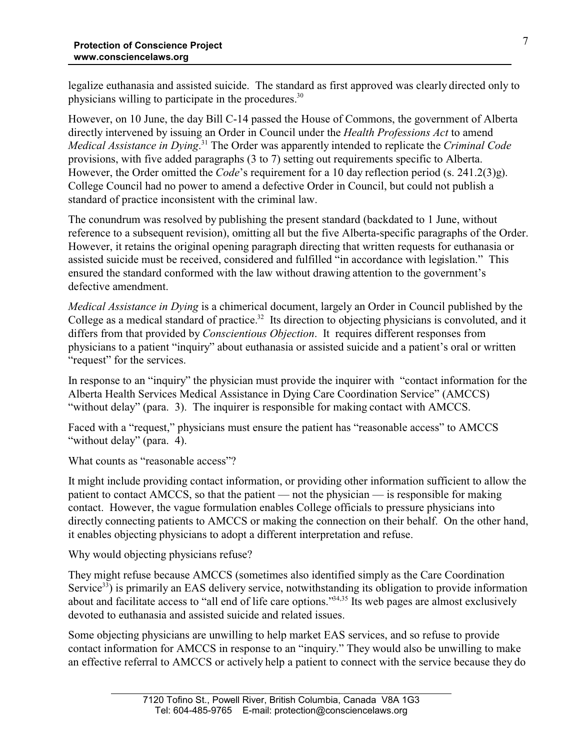legalize euthanasia and assisted suicide. The standard as first approved was clearly directed only to physicians willing to participate in the procedures.[30]

However, on 10 June, the day Bill C-14 passed the House of Commons, the government of Alberta directly intervened by issuing an Order in Council under the *Health Professions Act* to amend *Medical Assistance in Dying*.[31] The Order was apparently intended to replicate the *Criminal Code* provisions, with five added paragraphs (3 to 7) setting out requirements specific to Alberta. However, the Order omitted the *Code*'s requirement for a 10 day reflection period (s. 241.2(3)g). College Council had no power to amend a defective Order in Council, but could not publish a standard of practice inconsistent with the criminal law.

The conundrum was resolved by publishing the present standard (backdated to 1 June, without reference to a subsequent revision), omitting all but the five Alberta-specific paragraphs of the Order. However, it retains the original opening paragraph directing that written requests for euthanasia or assisted suicide must be received, considered and fulfilled "in accordance with legislation." This ensured the standard conformed with the law without drawing attention to the government's defective amendment.

*Medical Assistance in Dying* is a chimerical document, largely an Order in Council published by the College as a medical standard of practice.[32] Its direction to objecting physicians is convoluted, and it differs from that provided by *Conscientious Objection*. It requires different responses from physicians to a patient "inquiry" about euthanasia or assisted suicide and a patient's oral or written "request" for the services.

In response to an "inquiry" the physician must provide the inquirer with "contact information for the Alberta Health Services Medical Assistance in Dying Care Coordination Service" (AMCCS) "without delay" (para. 3). The inquirer is responsible for making contact with AMCCS.

Faced with a "request," physicians must ensure the patient has "reasonable access" to AMCCS "without delay" (para. 4).

What counts as "reasonable access"?

It might include providing contact information, or providing other information sufficient to allow the patient to contact AMCCS, so that the patient — not the physician — is responsible for making contact. However, the vague formulation enables College officials to pressure physicians into directly connecting patients to AMCCS or making the connection on their behalf. On the other hand, it enables objecting physicians to adopt a different interpretation and refuse.

Why would objecting physicians refuse?

They might refuse because AMCCS (sometimes also identified simply as the Care Coordination Service[33]) is primarily an EAS delivery service, notwithstanding its obligation to provide information about and facilitate access to "all end of life care options."[34,35] Its web pages are almost exclusively devoted to euthanasia and assisted suicide and related issues.

Some objecting physicians are unwilling to help market EAS services, and so refuse to provide contact information for AMCCS in response to an "inquiry." They would also be unwilling to make an effective referral to AMCCS or actively help a patient to connect with the service because they do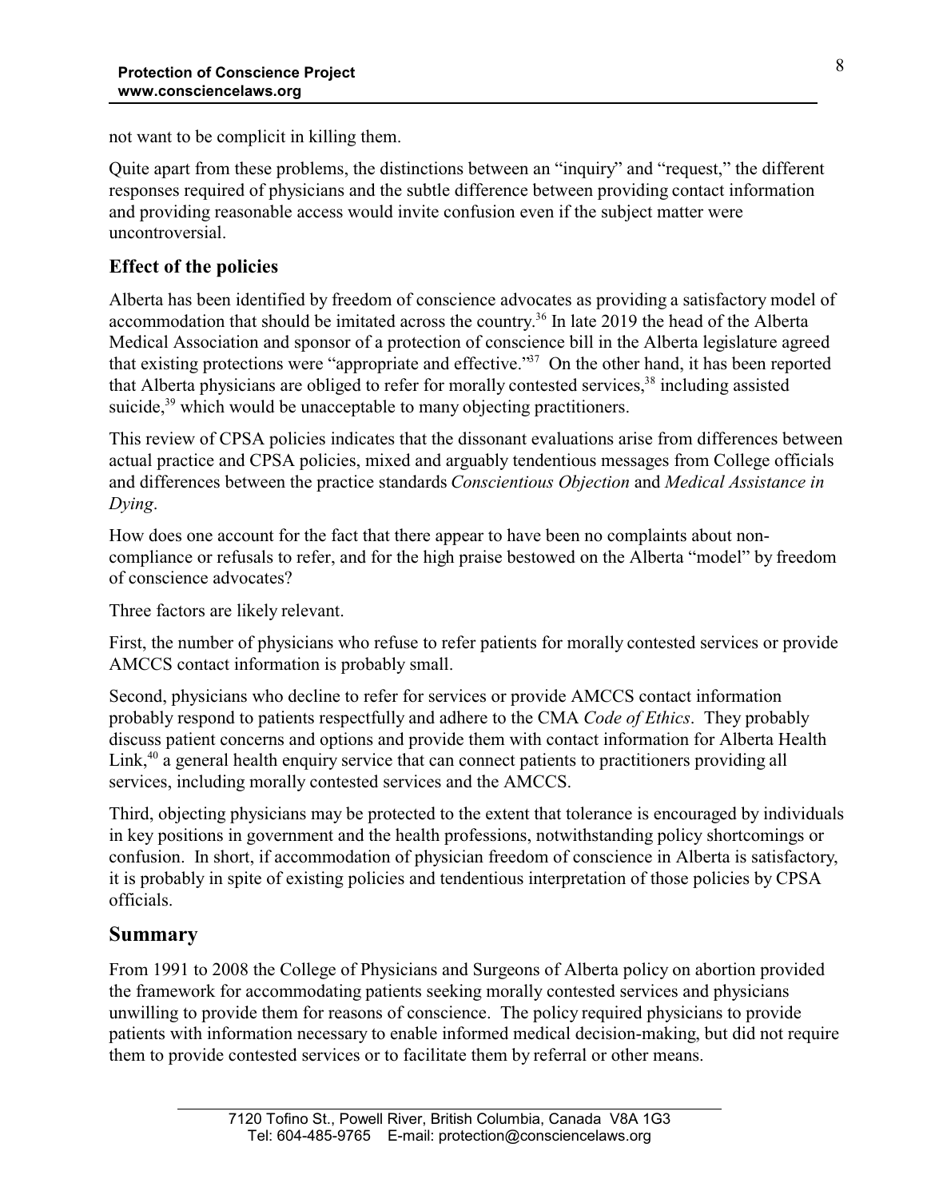not want to be complicit in killing them.

Quite apart from these problems, the distinctions between an "inquiry" and "request," the different responses required of physicians and the subtle difference between providing contact information and providing reasonable access would invite confusion even if the subject matter were uncontroversial.

### Effect of the policies

Alberta has been identified by freedom of conscience advocates as providing a satisfactory model of accommodation that should be imitated across the country.[36] In late 2019 the head of the Alberta Medical Association and sponsor of a protection of conscience bill in the Alberta legislature agreed that existing protections were "appropriate and effective."[37] On the other hand, it has been reported that Alberta physicians are obliged to refer for morally contested services,[38] including assisted suicide,[39] which would be unacceptable to many objecting practitioners.

This review of CPSA policies indicates that the dissonant evaluations arise from differences between actual practice and CPSA policies, mixed and arguably tendentious messages from College officials and differences between the practice standards *Conscientious Objection* and *Medical Assistance in Dying*.

How does one account for the fact that there appear to have been no complaints about non-compliance or refusals to refer, and for the high praise bestowed on the Alberta "model" by freedom of conscience advocates?

Three factors are likely relevant.

First, the number of physicians who refuse to refer patients for morally contested services or provide AMCCS contact information is probably small.

Second, physicians who decline to refer for services or provide AMCCS contact information probably respond to patients respectfully and adhere to the CMA *Code of Ethics*. They probably discuss patient concerns and options and provide them with contact information for Alberta Health Link,[40] a general health enquiry service that can connect patients to practitioners providing all services, including morally contested services and the AMCCS.

Third, objecting physicians may be protected to the extent that tolerance is encouraged by individuals in key positions in government and the health professions, notwithstanding policy shortcomings or confusion. In short, if accommodation of physician freedom of conscience in Alberta is satisfactory, it is probably in spite of existing policies and tendentious interpretation of those policies by CPSA officials.

## Summary

From 1991 to 2008 the College of Physicians and Surgeons of Alberta policy on abortion provided the framework for accommodating patients seeking morally contested services and physicians unwilling to provide them for reasons of conscience. The policy required physicians to provide patients with information necessary to enable informed medical decision-making, but did not require them to provide contested services or to facilitate them by referral or other means.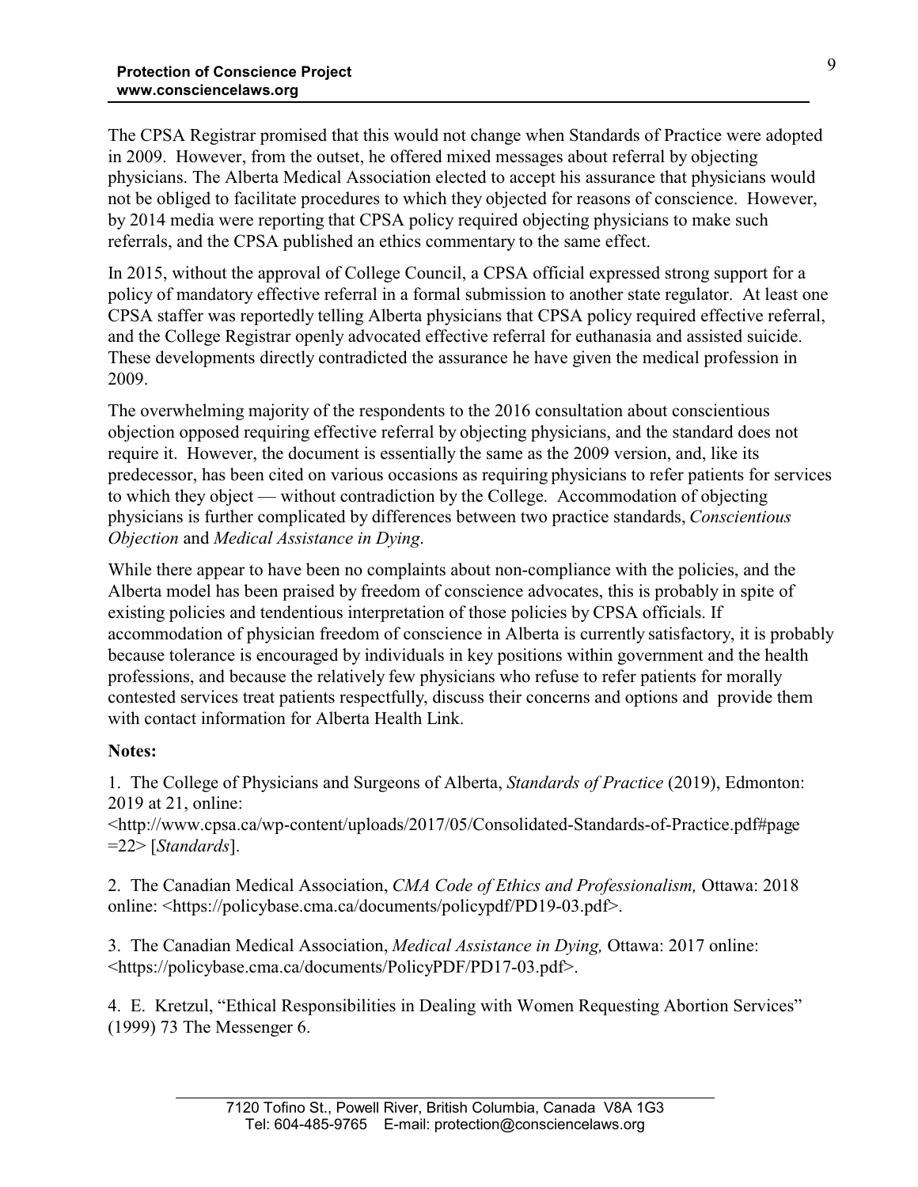The CPSA Registrar promised that this would not change when Standards of Practice were adopted in 2009. However, from the outset, he offered mixed messages about referral by objecting physicians. The Alberta Medical Association elected to accept his assurance that physicians would not be obliged to facilitate procedures to which they objected for reasons of conscience. However, by 2014 media were reporting that CPSA policy required objecting physicians to make such referrals, and the CPSA published an ethics commentary to the same effect.

In 2015, without the approval of College Council, a CPSA official expressed strong support for a policy of mandatory effective referral in a formal submission to another state regulator. At least one CPSA staffer was reportedly telling Alberta physicians that CPSA policy required effective referral, and the College Registrar openly advocated effective referral for euthanasia and assisted suicide. These developments directly contradicted the assurance he have given the medical profession in 2009.

The overwhelming majority of the respondents to the 2016 consultation about conscientious objection opposed requiring effective referral by objecting physicians, and the standard does not require it. However, the document is essentially the same as the 2009 version, and, like its predecessor, has been cited on various occasions as requiring physicians to refer patients for services to which they object — without contradiction by the College. Accommodation of objecting physicians is further complicated by differences between two practice standards, *Conscientious Objection* and *Medical Assistance in Dying*.

While there appear to have been no complaints about non-compliance with the policies, and the Alberta model has been praised by freedom of conscience advocates, this is probably in spite of existing policies and tendentious interpretation of those policies by CPSA officials. If accommodation of physician freedom of conscience in Alberta is currently satisfactory, it is probably because tolerance is encouraged by individuals in key positions within government and the health professions, and because the relatively few physicians who refuse to refer patients for morally contested services treat patients respectfully, discuss their concerns and options and provide them with contact information for Alberta Health Link.

**Notes:**

1. The College of Physicians and Surgeons of Alberta, *Standards of Practice* (2019), Edmonton: 2019 at 21, online: <http://www.cpsa.ca/wp-content/uploads/2017/05/Consolidated-Standards-of-Practice.pdf#page=22> [*Standards*].

2. The Canadian Medical Association, *CMA Code of Ethics and Professionalism,* Ottawa: 2018 online: <https://policybase.cma.ca/documents/policypdf/PD19-03.pdf>.

3. The Canadian Medical Association, *Medical Assistance in Dying,* Ottawa: 2017 online: <https://policybase.cma.ca/documents/PolicyPDF/PD17-03.pdf>.

4. E. Kretzul, "Ethical Responsibilities in Dealing with Women Requesting Abortion Services" (1999) 73 The Messenger 6.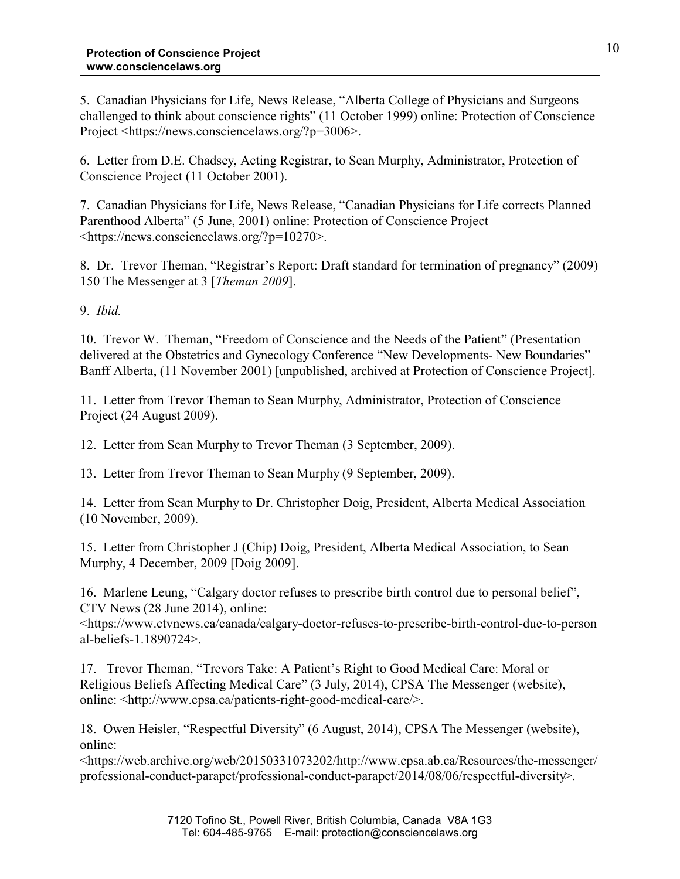5. Canadian Physicians for Life, News Release, "Alberta College of Physicians and Surgeons challenged to think about conscience rights" (11 October 1999) online: Protection of Conscience Project <https://news.consciencelaws.org/?p=3006>.

6. Letter from D.E. Chadsey, Acting Registrar, to Sean Murphy, Administrator, Protection of Conscience Project (11 October 2001).

7. Canadian Physicians for Life, News Release, "Canadian Physicians for Life corrects Planned Parenthood Alberta" (5 June, 2001) online: Protection of Conscience Project <https://news.consciencelaws.org/?p=10270>.

8. Dr. Trevor Theman, "Registrar's Report: Draft standard for termination of pregnancy" (2009) 150 The Messenger at 3 [*Theman 2009*].

9. *Ibid.*

10. Trevor W. Theman, "Freedom of Conscience and the Needs of the Patient" (Presentation delivered at the Obstetrics and Gynecology Conference "New Developments- New Boundaries" Banff Alberta, (11 November 2001) [unpublished, archived at Protection of Conscience Project].

11. Letter from Trevor Theman to Sean Murphy, Administrator, Protection of Conscience Project (24 August 2009).

12. Letter from Sean Murphy to Trevor Theman (3 September, 2009).

13. Letter from Trevor Theman to Sean Murphy (9 September, 2009).

14. Letter from Sean Murphy to Dr. Christopher Doig, President, Alberta Medical Association (10 November, 2009).

15. Letter from Christopher J (Chip) Doig, President, Alberta Medical Association, to Sean Murphy, 4 December, 2009 [Doig 2009].

16. Marlene Leung, "Calgary doctor refuses to prescribe birth control due to personal belief", CTV News (28 June 2014), online: <https://www.ctvnews.ca/canada/calgary-doctor-refuses-to-prescribe-birth-control-due-to-personal-beliefs-1.1890724>.

17. Trevor Theman, "Trevors Take: A Patient's Right to Good Medical Care: Moral or Religious Beliefs Affecting Medical Care" (3 July, 2014), CPSA The Messenger (website), online: <http://www.cpsa.ca/patients-right-good-medical-care/>.

18. Owen Heisler, "Respectful Diversity" (6 August, 2014), CPSA The Messenger (website), online: <https://web.archive.org/web/20150331073202/http://www.cpsa.ab.ca/Resources/the-messenger/professional-conduct-parapet/professional-conduct-parapet/2014/08/06/respectful-diversity>.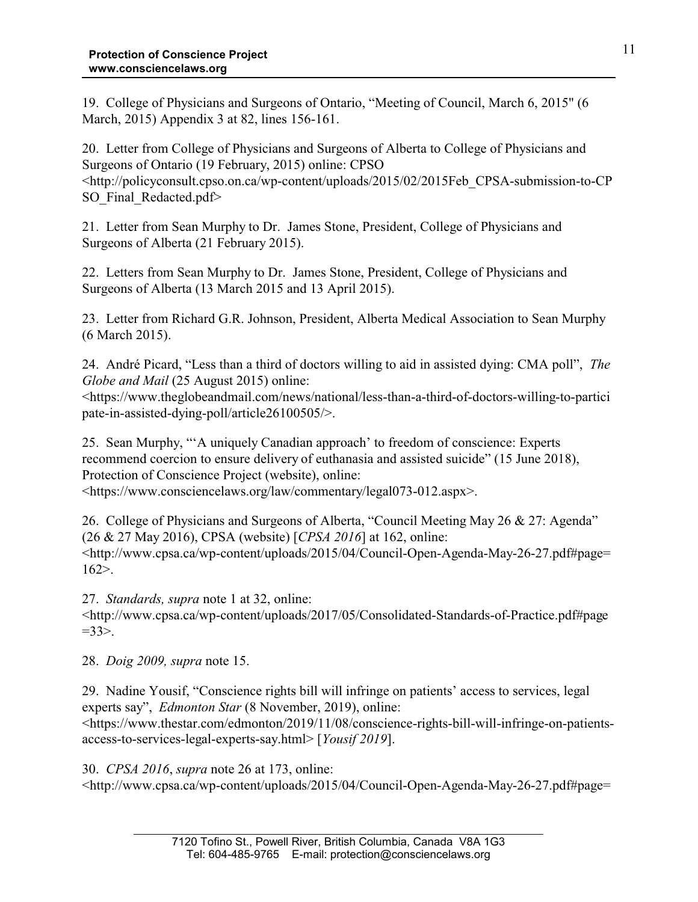19. College of Physicians and Surgeons of Ontario, "Meeting of Council, March 6, 2015" (6 March, 2015) Appendix 3 at 82, lines 156-161.

20. Letter from College of Physicians and Surgeons of Alberta to College of Physicians and Surgeons of Ontario (19 February, 2015) online: CPSO <http://policyconsult.cpso.on.ca/wp-content/uploads/2015/02/2015Feb_CPSA-submission-to-CPSO_Final_Redacted.pdf>

21. Letter from Sean Murphy to Dr. James Stone, President, College of Physicians and Surgeons of Alberta (21 February 2015).

22. Letters from Sean Murphy to Dr. James Stone, President, College of Physicians and Surgeons of Alberta (13 March 2015 and 13 April 2015).

23. Letter from Richard G.R. Johnson, President, Alberta Medical Association to Sean Murphy (6 March 2015).

24. André Picard, "Less than a third of doctors willing to aid in assisted dying: CMA poll", *The Globe and Mail* (25 August 2015) online: <https://www.theglobeandmail.com/news/national/less-than-a-third-of-doctors-willing-to-participate-in-assisted-dying-poll/article26100505/>.

25. Sean Murphy, "'A uniquely Canadian approach' to freedom of conscience: Experts recommend coercion to ensure delivery of euthanasia and assisted suicide" (15 June 2018), Protection of Conscience Project (website), online: <https://www.consciencelaws.org/law/commentary/legal073-012.aspx>.

26. College of Physicians and Surgeons of Alberta, "Council Meeting May 26 & 27: Agenda" (26 & 27 May 2016), CPSA (website) [*CPSA 2016*] at 162, online: <http://www.cpsa.ca/wp-content/uploads/2015/04/Council-Open-Agenda-May-26-27.pdf#page=162>.

27. *Standards, supra* note 1 at 32, online: <http://www.cpsa.ca/wp-content/uploads/2017/05/Consolidated-Standards-of-Practice.pdf#page=33>.

28. *Doig 2009, supra* note 15.

29. Nadine Yousif, "Conscience rights bill will infringe on patients' access to services, legal experts say", *Edmonton Star* (8 November, 2019), online: <https://www.thestar.com/edmonton/2019/11/08/conscience-rights-bill-will-infringe-on-patients-access-to-services-legal-experts-say.html> [*Yousif 2019*].

30. *CPSA 2016*, *supra* note 26 at 173, online: <http://www.cpsa.ca/wp-content/uploads/2015/04/Council-Open-Agenda-May-26-27.pdf#page=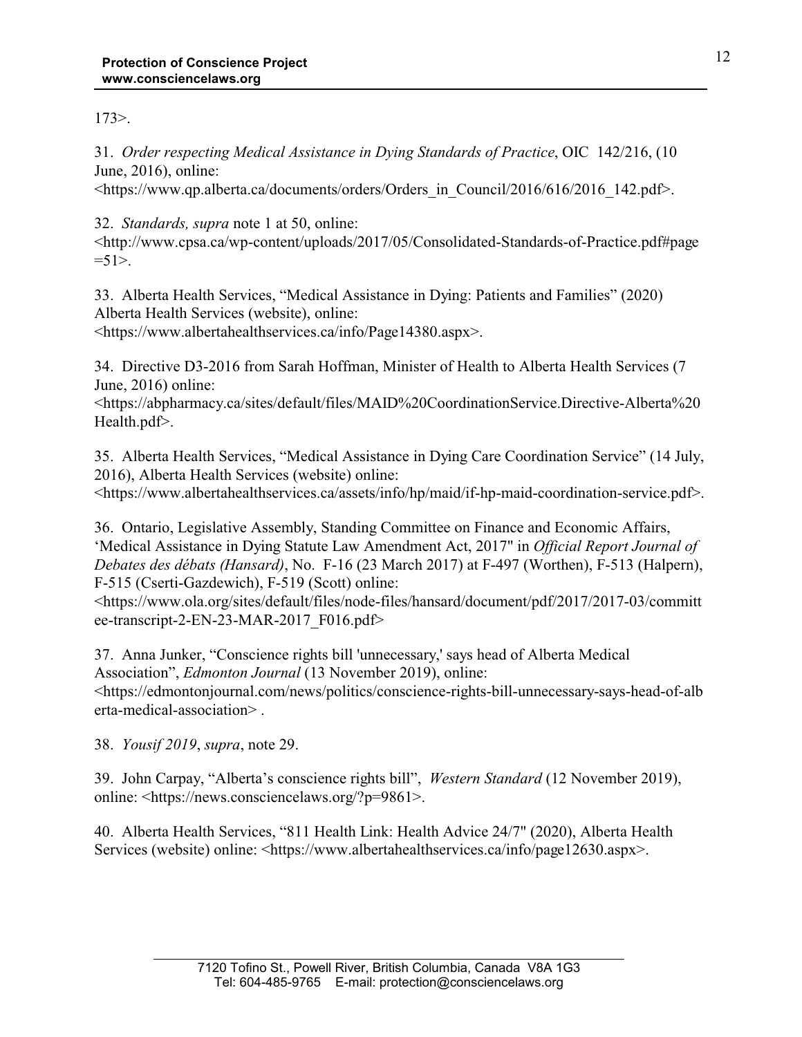173>.

31. *Order respecting Medical Assistance in Dying Standards of Practice*, OIC 142/216, (10 June, 2016), online: <https://www.qp.alberta.ca/documents/orders/Orders_in_Council/2016/616/2016_142.pdf>.

32. *Standards, supra* note 1 at 50, online: <http://www.cpsa.ca/wp-content/uploads/2017/05/Consolidated-Standards-of-Practice.pdf#page=51>.

33. Alberta Health Services, "Medical Assistance in Dying: Patients and Families" (2020) Alberta Health Services (website), online: <https://www.albertahealthservices.ca/info/Page14380.aspx>.

34. Directive D3-2016 from Sarah Hoffman, Minister of Health to Alberta Health Services (7 June, 2016) online: <https://abpharmacy.ca/sites/default/files/MAID%20CoordinationService.Directive-Alberta%20Health.pdf>.

35. Alberta Health Services, "Medical Assistance in Dying Care Coordination Service" (14 July, 2016), Alberta Health Services (website) online: <https://www.albertahealthservices.ca/assets/info/hp/maid/if-hp-maid-coordination-service.pdf>.

36. Ontario, Legislative Assembly, Standing Committee on Finance and Economic Affairs, 'Medical Assistance in Dying Statute Law Amendment Act, 2017" in *Official Report Journal of Debates des débats (Hansard)*, No. F-16 (23 March 2017) at F-497 (Worthen), F-513 (Halpern), F-515 (Cserti-Gazdewich), F-519 (Scott) online: <https://www.ola.org/sites/default/files/node-files/hansard/document/pdf/2017/2017-03/committee-transcript-2-EN-23-MAR-2017_F016.pdf>

37. Anna Junker, "Conscience rights bill 'unnecessary,' says head of Alberta Medical Association", *Edmonton Journal* (13 November 2019), online: <https://edmontonjournal.com/news/politics/conscience-rights-bill-unnecessary-says-head-of-alberta-medical-association> .

38. *Yousif 2019*, *supra*, note 29.

39. John Carpay, "Alberta's conscience rights bill", *Western Standard* (12 November 2019), online: <https://news.consciencelaws.org/?p=9861>.

40. Alberta Health Services, "811 Health Link: Health Advice 24/7" (2020), Alberta Health Services (website) online: <https://www.albertahealthservices.ca/info/page12630.aspx>.